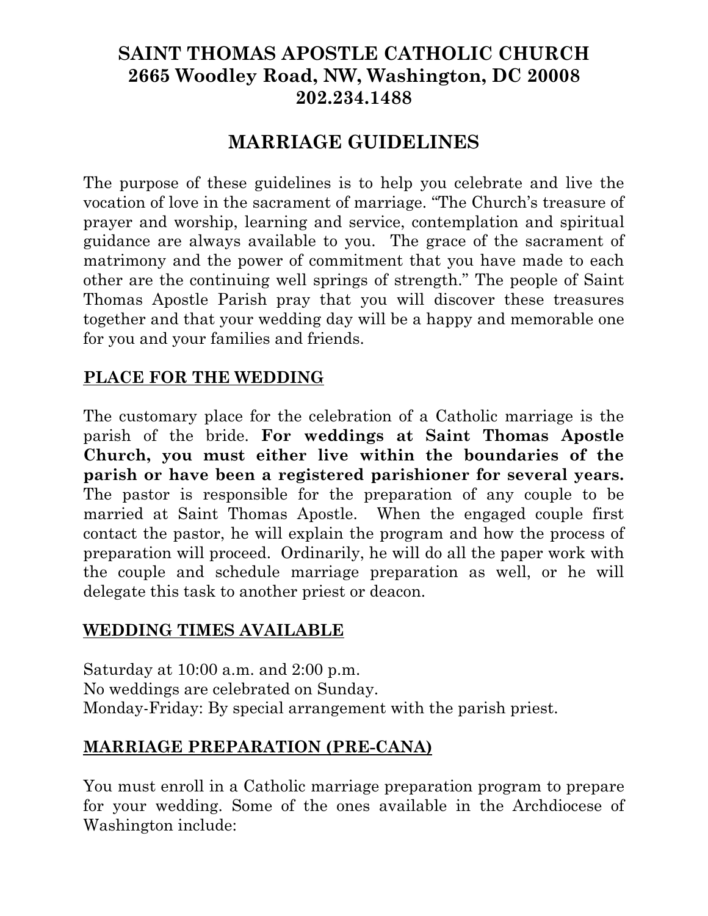# SAINT THOMAS APOSTLE CATHOLIC CHURCH
# 2665 Woodley Road, NW, Washington, DC 20008
# 202.234.1488

## MARRIAGE GUIDELINES

The purpose of these guidelines is to help you celebrate and live the vocation of love in the sacrament of marriage. "The Church's treasure of prayer and worship, learning and service, contemplation and spiritual guidance are always available to you. The grace of the sacrament of matrimony and the power of commitment that you have made to each other are the continuing well springs of strength." The people of Saint Thomas Apostle Parish pray that you will discover these treasures together and that your wedding day will be a happy and memorable one for you and your families and friends.

### PLACE FOR THE WEDDING

The customary place for the celebration of a Catholic marriage is the parish of the bride. **For weddings at Saint Thomas Apostle Church, you must either live within the boundaries of the parish or have been a registered parishioner for several years.** The pastor is responsible for the preparation of any couple to be married at Saint Thomas Apostle. When the engaged couple first contact the pastor, he will explain the program and how the process of preparation will proceed. Ordinarily, he will do all the paper work with the couple and schedule marriage preparation as well, or he will delegate this task to another priest or deacon.

### WEDDING TIMES AVAILABLE

Saturday at 10:00 a.m. and 2:00 p.m.
No weddings are celebrated on Sunday.
Monday-Friday: By special arrangement with the parish priest.

### MARRIAGE PREPARATION (PRE-CANA)

You must enroll in a Catholic marriage preparation program to prepare for your wedding. Some of the ones available in the Archdiocese of Washington include: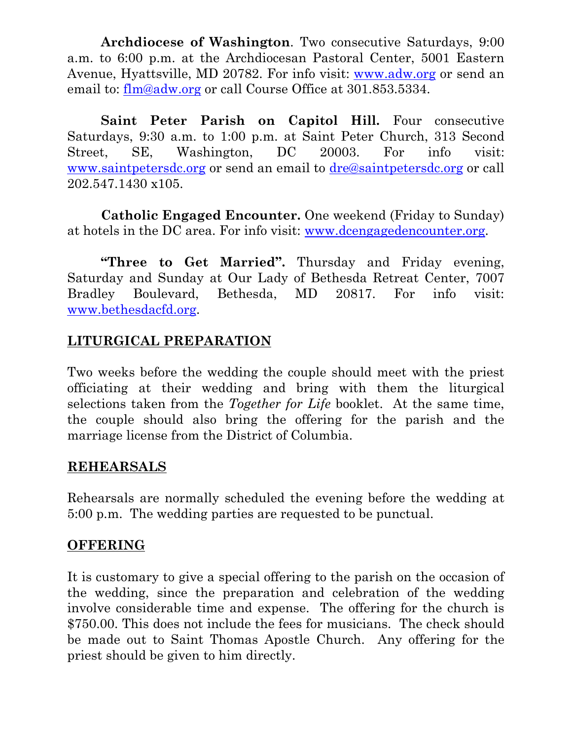**Archdiocese of Washington**. Two consecutive Saturdays, 9:00 a.m. to 6:00 p.m. at the Archdiocesan Pastoral Center, 5001 Eastern Avenue, Hyattsville, MD 20782. For info visit: www.adw.org or send an email to: flm@adw.org or call Course Office at 301.853.5334.

**Saint Peter Parish on Capitol Hill.** Four consecutive Saturdays, 9:30 a.m. to 1:00 p.m. at Saint Peter Church, 313 Second Street, SE, Washington, DC 20003. For info visit: www.saintpetersdc.org or send an email to dre@saintpetersdc.org or call 202.547.1430 x105.

**Catholic Engaged Encounter.** One weekend (Friday to Sunday) at hotels in the DC area. For info visit: www.dcengagedencounter.org.

**"Three to Get Married".** Thursday and Friday evening, Saturday and Sunday at Our Lady of Bethesda Retreat Center, 7007 Bradley Boulevard, Bethesda, MD 20817. For info visit: www.bethesdacfd.org.

## LITURGICAL PREPARATION

Two weeks before the wedding the couple should meet with the priest officiating at their wedding and bring with them the liturgical selections taken from the *Together for Life* booklet. At the same time, the couple should also bring the offering for the parish and the marriage license from the District of Columbia.

## REHEARSALS

Rehearsals are normally scheduled the evening before the wedding at 5:00 p.m. The wedding parties are requested to be punctual.

## OFFERING

It is customary to give a special offering to the parish on the occasion of the wedding, since the preparation and celebration of the wedding involve considerable time and expense. The offering for the church is $750.00. This does not include the fees for musicians. The check should be made out to Saint Thomas Apostle Church. Any offering for the priest should be given to him directly.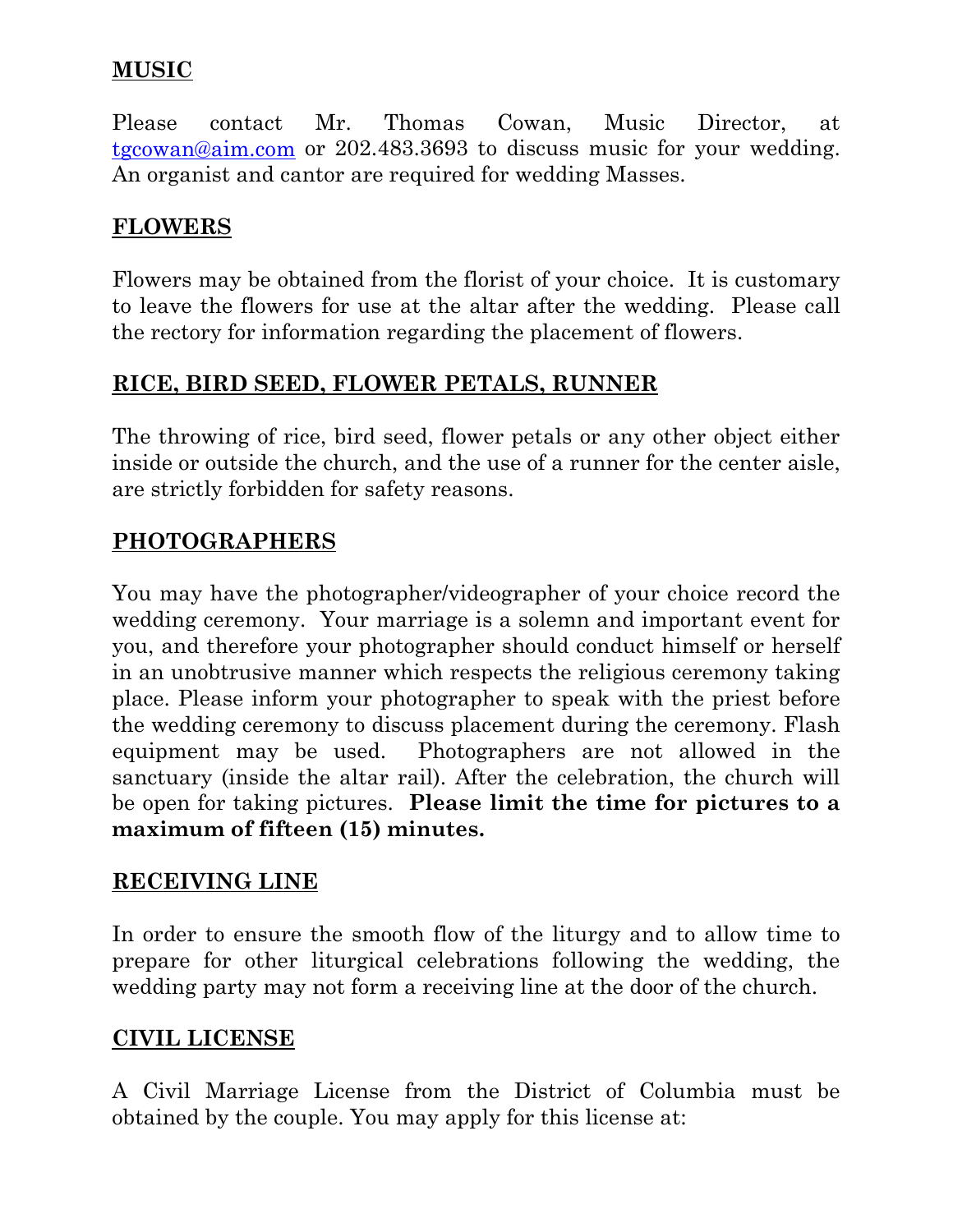## MUSIC

Please contact Mr. Thomas Cowan, Music Director, at [tgcowan@aim.com](mailto:tgcowan@aim.com) or 202.483.3693 to discuss music for your wedding. An organist and cantor are required for wedding Masses.

## FLOWERS

Flowers may be obtained from the florist of your choice. It is customary to leave the flowers for use at the altar after the wedding. Please call the rectory for information regarding the placement of flowers.

## RICE, BIRD SEED, FLOWER PETALS, RUNNER

The throwing of rice, bird seed, flower petals or any other object either inside or outside the church, and the use of a runner for the center aisle, are strictly forbidden for safety reasons.

## PHOTOGRAPHERS

You may have the photographer/videographer of your choice record the wedding ceremony. Your marriage is a solemn and important event for you, and therefore your photographer should conduct himself or herself in an unobtrusive manner which respects the religious ceremony taking place. Please inform your photographer to speak with the priest before the wedding ceremony to discuss placement during the ceremony. Flash equipment may be used. Photographers are not allowed in the sanctuary (inside the altar rail). After the celebration, the church will be open for taking pictures. **Please limit the time for pictures to a maximum of fifteen (15) minutes.**

## RECEIVING LINE

In order to ensure the smooth flow of the liturgy and to allow time to prepare for other liturgical celebrations following the wedding, the wedding party may not form a receiving line at the door of the church.

## CIVIL LICENSE

A Civil Marriage License from the District of Columbia must be obtained by the couple. You may apply for this license at: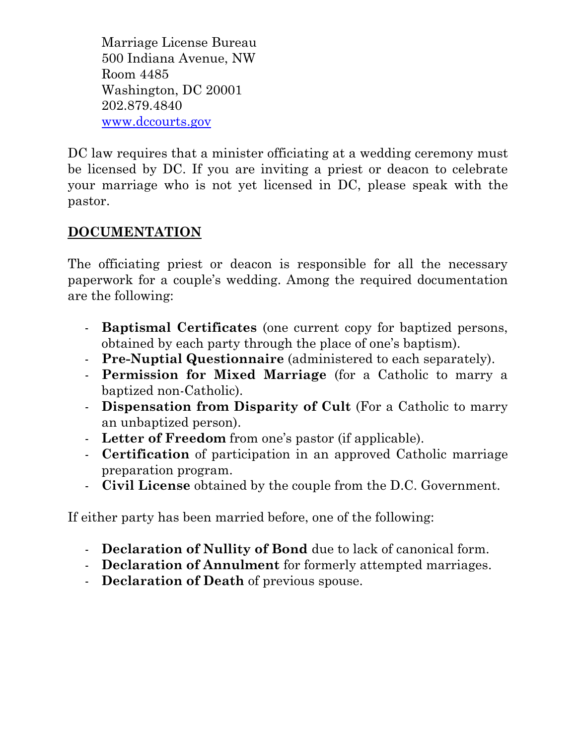Marriage License Bureau
500 Indiana Avenue, NW
Room 4485
Washington, DC 20001
202.879.4840
[www.dccourts.gov](http://www.dccourts.gov)

DC law requires that a minister officiating at a wedding ceremony must be licensed by DC. If you are inviting a priest or deacon to celebrate your marriage who is not yet licensed in DC, please speak with the pastor.

## DOCUMENTATION

The officiating priest or deacon is responsible for all the necessary paperwork for a couple's wedding. Among the required documentation are the following:

- **Baptismal Certificates** (one current copy for baptized persons, obtained by each party through the place of one's baptism).
- **Pre-Nuptial Questionnaire** (administered to each separately).
- **Permission for Mixed Marriage** (for a Catholic to marry a baptized non-Catholic).
- **Dispensation from Disparity of Cult** (For a Catholic to marry an unbaptized person).
- **Letter of Freedom** from one's pastor (if applicable).
- **Certification** of participation in an approved Catholic marriage preparation program.
- **Civil License** obtained by the couple from the D.C. Government.

If either party has been married before, one of the following:

- **Declaration of Nullity of Bond** due to lack of canonical form.
- **Declaration of Annulment** for formerly attempted marriages.
- **Declaration of Death** of previous spouse.